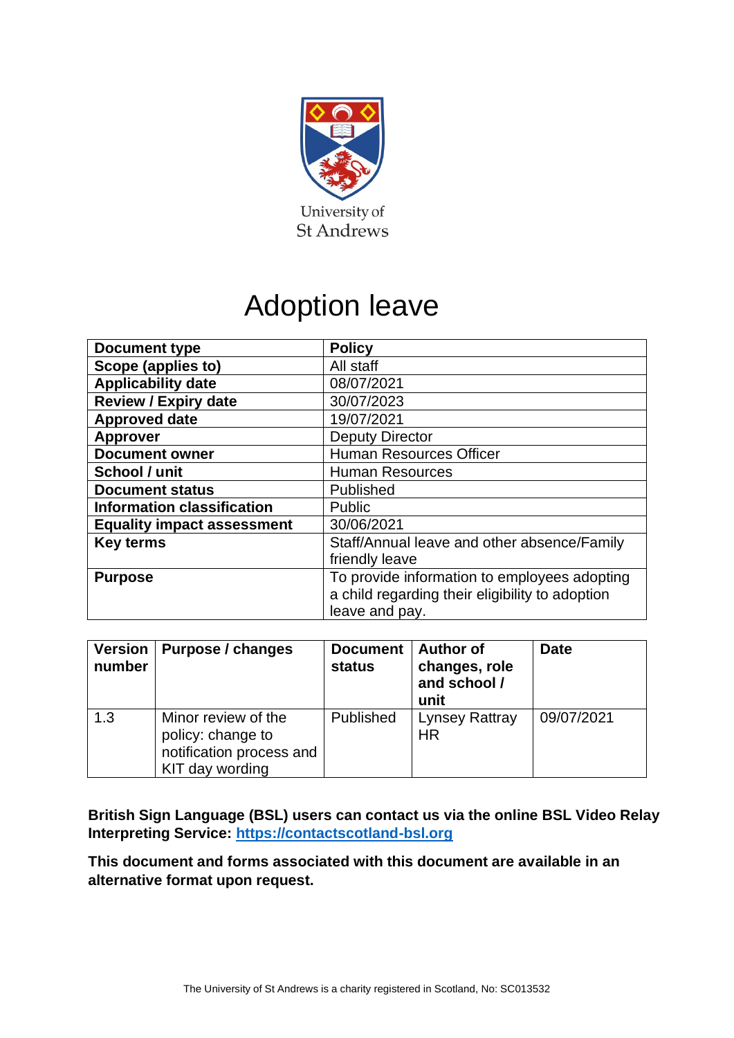University of
St Andrews

# Adoption leave

| Document type | Policy |
|---|---|
| Scope (applies to) | All staff |
| Applicability date | 08/07/2021 |
| Review / Expiry date | 30/07/2023 |
| Approved date | 19/07/2021 |
| Approver | Deputy Director |
| Document owner | Human Resources Officer |
| School / unit | Human Resources |
| Document status | Published |
| Information classification | Public |
| Equality impact assessment | 30/06/2021 |
| Key terms | Staff/Annual leave and other absence/Family friendly leave |
| Purpose | To provide information to employees adopting a child regarding their eligibility to adoption leave and pay. |

| Version number | Purpose / changes | Document status | Author of changes, role and school / unit | Date |
|---|---|---|---|---|
| 1.3 | Minor review of the policy: change to notification process and KIT day wording | Published | Lynsey Rattray HR | 09/07/2021 |

**British Sign Language (BSL) users can contact us via the online BSL Video Relay Interpreting Service: [https://contactscotland-bsl.org](https://contactscotland-bsl.org)**

**This document and forms associated with this document are available in an alternative format upon request.**

The University of St Andrews is a charity registered in Scotland, No: SC013532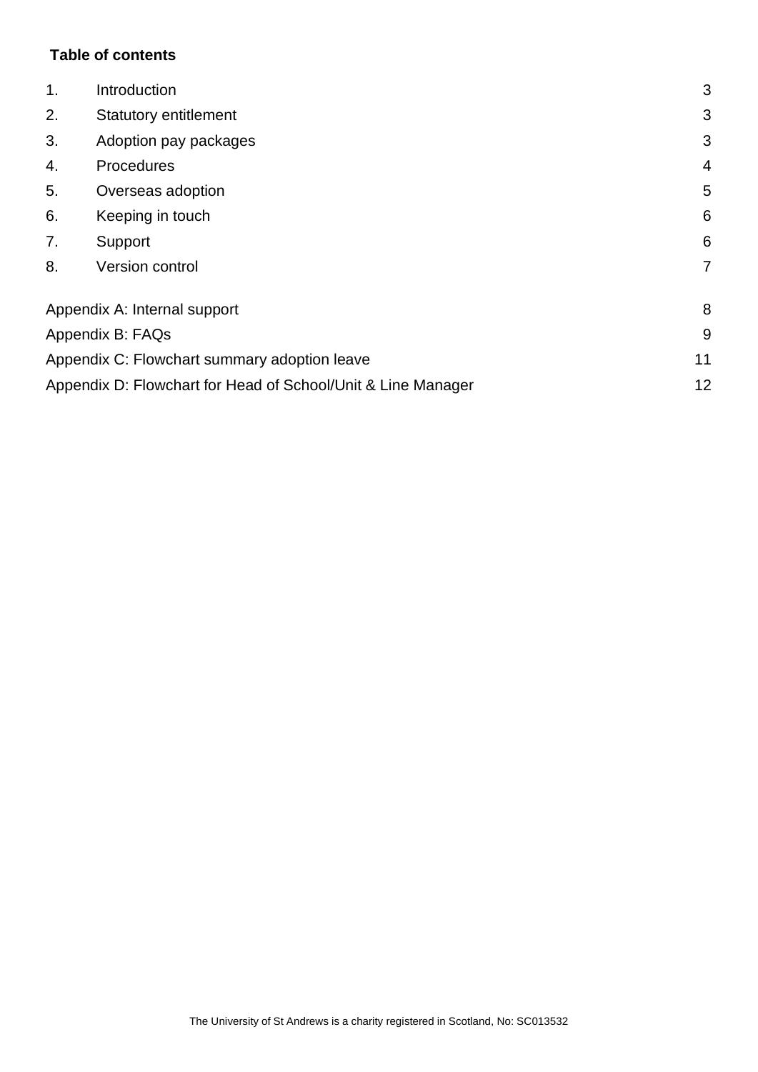**Table of contents**

| | | |
|---|---|---|
| 1. | Introduction | 3 |
| 2. | Statutory entitlement | 3 |
| 3. | Adoption pay packages | 3 |
| 4. | Procedures | 4 |
| 5. | Overseas adoption | 5 |
| 6. | Keeping in touch | 6 |
| 7. | Support | 6 |
| 8. | Version control | 7 |

| | |
|---|---|
| Appendix A: Internal support | 8 |
| Appendix B: FAQs | 9 |
| Appendix C: Flowchart summary adoption leave | 11 |
| Appendix D: Flowchart for Head of School/Unit & Line Manager | 12 |

The University of St Andrews is a charity registered in Scotland, No: SC013532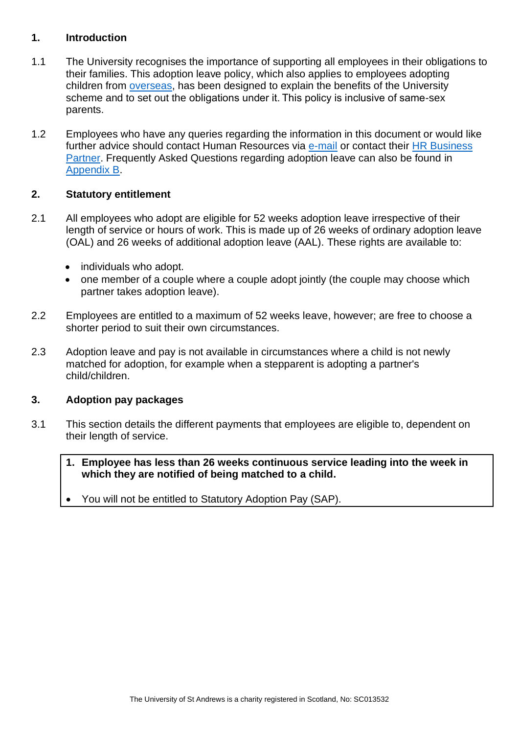## 1. Introduction

1.1 The University recognises the importance of supporting all employees in their obligations to their families. This adoption leave policy, which also applies to employees adopting children from overseas, has been designed to explain the benefits of the University scheme and to set out the obligations under it. This policy is inclusive of same-sex parents.

1.2 Employees who have any queries regarding the information in this document or would like further advice should contact Human Resources via e-mail or contact their HR Business Partner. Frequently Asked Questions regarding adoption leave can also be found in Appendix B.

## 2. Statutory entitlement

2.1 All employees who adopt are eligible for 52 weeks adoption leave irrespective of their length of service or hours of work. This is made up of 26 weeks of ordinary adoption leave (OAL) and 26 weeks of additional adoption leave (AAL). These rights are available to:

- individuals who adopt.
- one member of a couple where a couple adopt jointly (the couple may choose which partner takes adoption leave).

2.2 Employees are entitled to a maximum of 52 weeks leave, however; are free to choose a shorter period to suit their own circumstances.

2.3 Adoption leave and pay is not available in circumstances where a child is not newly matched for adoption, for example when a stepparent is adopting a partner's child/children.

## 3. Adoption pay packages

3.1 This section details the different payments that employees are eligible to, dependent on their length of service.

**1. Employee has less than 26 weeks continuous service leading into the week in which they are notified of being matched to a child.**

- You will not be entitled to Statutory Adoption Pay (SAP).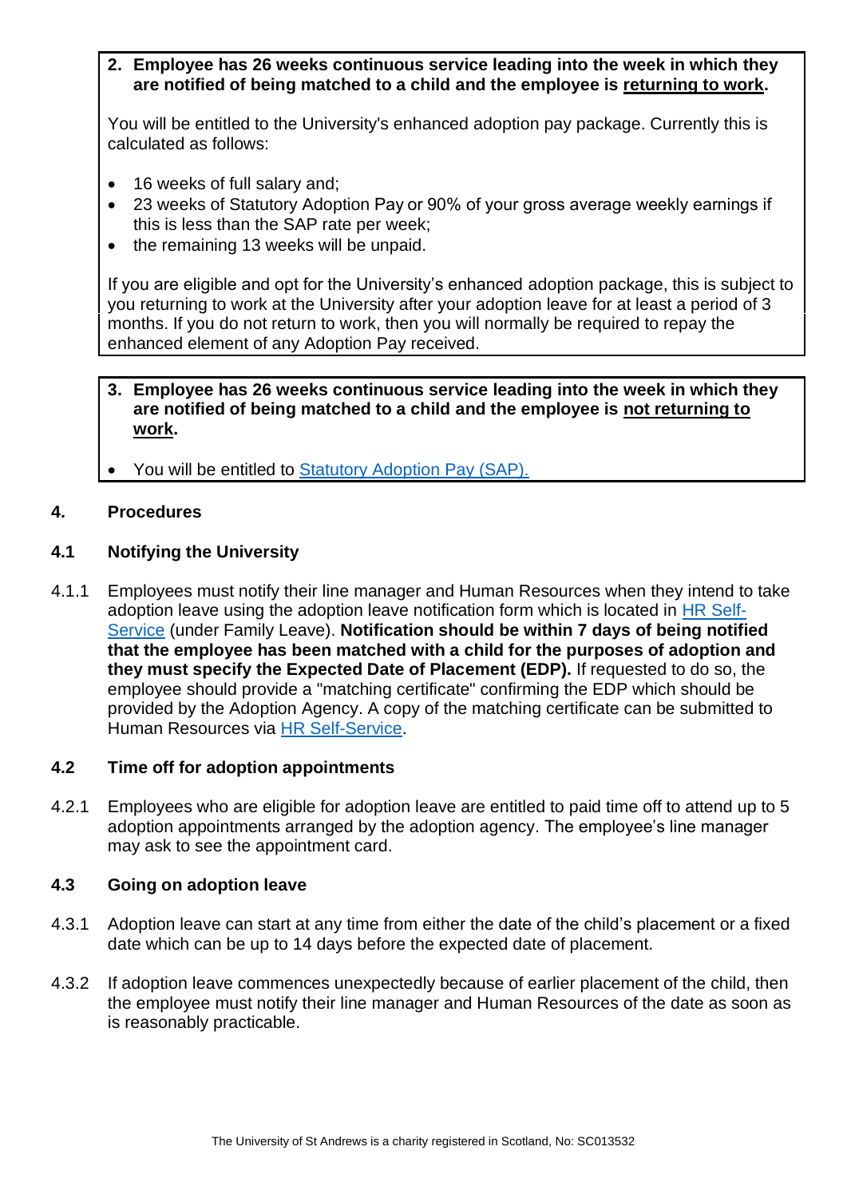**2. Employee has 26 weeks continuous service leading into the week in which they are notified of being matched to a child and the employee is <u>returning to work</u>.**

You will be entitled to the University's enhanced adoption pay package. Currently this is calculated as follows:

- 16 weeks of full salary and;
- 23 weeks of Statutory Adoption Pay or 90% of your gross average weekly earnings if this is less than the SAP rate per week;
- the remaining 13 weeks will be unpaid.

If you are eligible and opt for the University's enhanced adoption package, this is subject to you returning to work at the University after your adoption leave for at least a period of 3 months. If you do not return to work, then you will normally be required to repay the enhanced element of any Adoption Pay received.

**3. Employee has 26 weeks continuous service leading into the week in which they are notified of being matched to a child and the employee is <u>not returning to work</u>.**

- You will be entitled to [Statutory Adoption Pay (SAP).]()

## 4. Procedures

### 4.1 Notifying the University

4.1.1 Employees must notify their line manager and Human Resources when they intend to take adoption leave using the adoption leave notification form which is located in [HR Self-Service]() (under Family Leave). **Notification should be within 7 days of being notified that the employee has been matched with a child for the purposes of adoption and they must specify the Expected Date of Placement (EDP).** If requested to do so, the employee should provide a "matching certificate" confirming the EDP which should be provided by the Adoption Agency. A copy of the matching certificate can be submitted to Human Resources via [HR Self-Service]().

### 4.2 Time off for adoption appointments

4.2.1 Employees who are eligible for adoption leave are entitled to paid time off to attend up to 5 adoption appointments arranged by the adoption agency. The employee's line manager may ask to see the appointment card.

### 4.3 Going on adoption leave

4.3.1 Adoption leave can start at any time from either the date of the child's placement or a fixed date which can be up to 14 days before the expected date of placement.

4.3.2 If adoption leave commences unexpectedly because of earlier placement of the child, then the employee must notify their line manager and Human Resources of the date as soon as is reasonably practicable.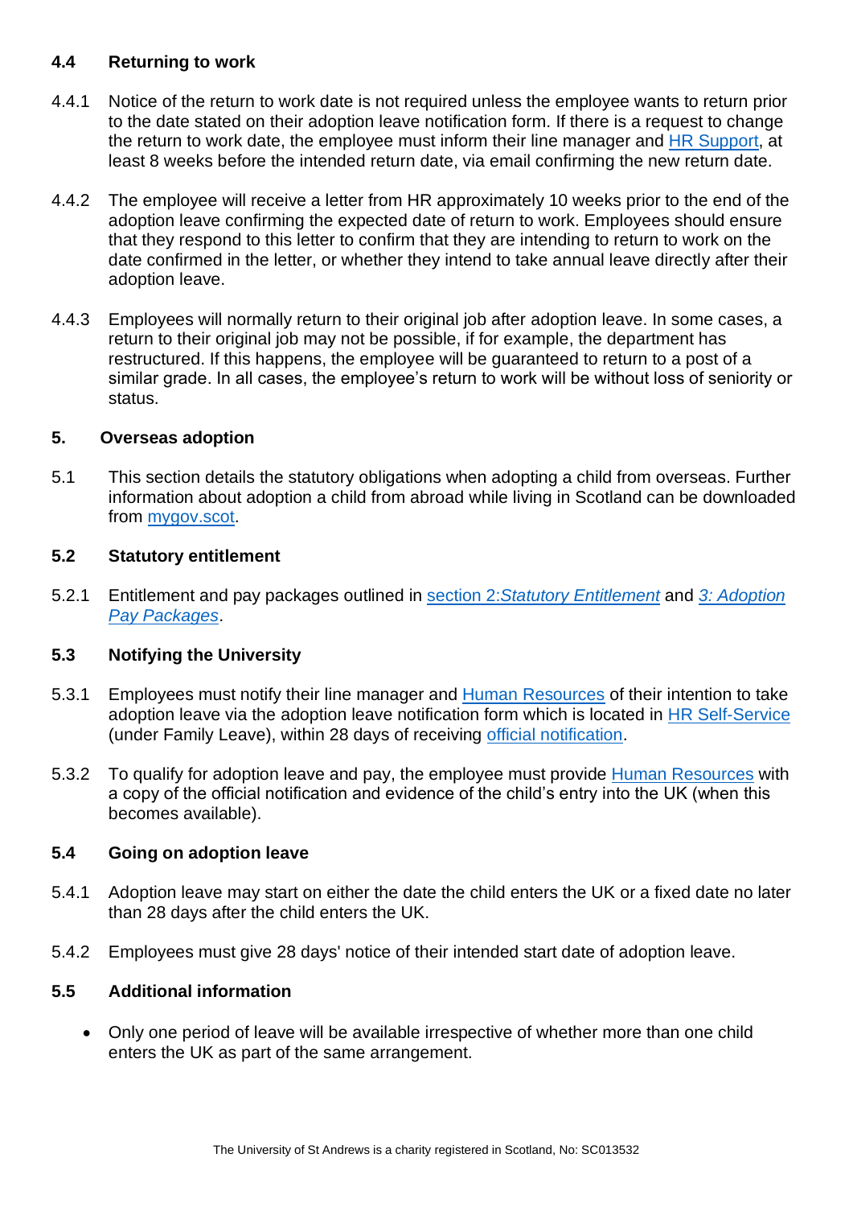### 4.4 Returning to work

4.4.1 Notice of the return to work date is not required unless the employee wants to return prior to the date stated on their adoption leave notification form. If there is a request to change the return to work date, the employee must inform their line manager and HR Support, at least 8 weeks before the intended return date, via email confirming the new return date.

4.4.2 The employee will receive a letter from HR approximately 10 weeks prior to the end of the adoption leave confirming the expected date of return to work. Employees should ensure that they respond to this letter to confirm that they are intending to return to work on the date confirmed in the letter, or whether they intend to take annual leave directly after their adoption leave.

4.4.3 Employees will normally return to their original job after adoption leave. In some cases, a return to their original job may not be possible, if for example, the department has restructured. If this happens, the employee will be guaranteed to return to a post of a similar grade. In all cases, the employee's return to work will be without loss of seniority or status.

## 5. Overseas adoption

5.1 This section details the statutory obligations when adopting a child from overseas. Further information about adoption a child from abroad while living in Scotland can be downloaded from mygov.scot.

### 5.2 Statutory entitlement

5.2.1 Entitlement and pay packages outlined in section 2:*Statutory Entitlement* and *3: Adoption Pay Packages*.

### 5.3 Notifying the University

5.3.1 Employees must notify their line manager and Human Resources of their intention to take adoption leave via the adoption leave notification form which is located in HR Self-Service (under Family Leave), within 28 days of receiving official notification.

5.3.2 To qualify for adoption leave and pay, the employee must provide Human Resources with a copy of the official notification and evidence of the child's entry into the UK (when this becomes available).

### 5.4 Going on adoption leave

5.4.1 Adoption leave may start on either the date the child enters the UK or a fixed date no later than 28 days after the child enters the UK.

5.4.2 Employees must give 28 days' notice of their intended start date of adoption leave.

### 5.5 Additional information

- Only one period of leave will be available irrespective of whether more than one child enters the UK as part of the same arrangement.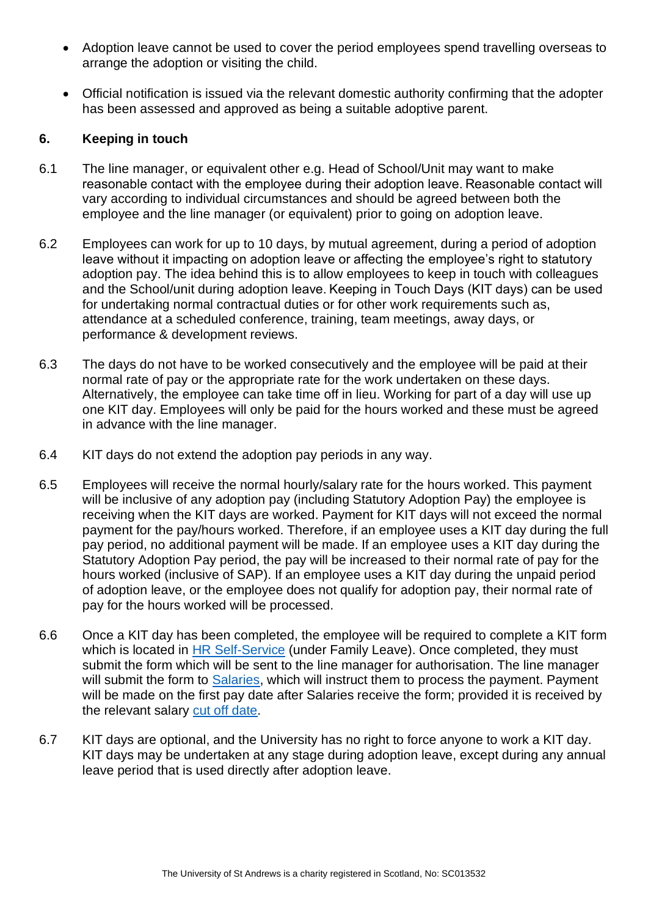- Adoption leave cannot be used to cover the period employees spend travelling overseas to arrange the adoption or visiting the child.
- Official notification is issued via the relevant domestic authority confirming that the adopter has been assessed and approved as being a suitable adoptive parent.

## 6. Keeping in touch

6.1 The line manager, or equivalent other e.g. Head of School/Unit may want to make reasonable contact with the employee during their adoption leave. Reasonable contact will vary according to individual circumstances and should be agreed between both the employee and the line manager (or equivalent) prior to going on adoption leave.

6.2 Employees can work for up to 10 days, by mutual agreement, during a period of adoption leave without it impacting on adoption leave or affecting the employee's right to statutory adoption pay. The idea behind this is to allow employees to keep in touch with colleagues and the School/unit during adoption leave. Keeping in Touch Days (KIT days) can be used for undertaking normal contractual duties or for other work requirements such as, attendance at a scheduled conference, training, team meetings, away days, or performance & development reviews.

6.3 The days do not have to be worked consecutively and the employee will be paid at their normal rate of pay or the appropriate rate for the work undertaken on these days. Alternatively, the employee can take time off in lieu. Working for part of a day will use up one KIT day. Employees will only be paid for the hours worked and these must be agreed in advance with the line manager.

6.4 KIT days do not extend the adoption pay periods in any way.

6.5 Employees will receive the normal hourly/salary rate for the hours worked. This payment will be inclusive of any adoption pay (including Statutory Adoption Pay) the employee is receiving when the KIT days are worked. Payment for KIT days will not exceed the normal payment for the pay/hours worked. Therefore, if an employee uses a KIT day during the full pay period, no additional payment will be made. If an employee uses a KIT day during the Statutory Adoption Pay period, the pay will be increased to their normal rate of pay for the hours worked (inclusive of SAP). If an employee uses a KIT day during the unpaid period of adoption leave, or the employee does not qualify for adoption pay, their normal rate of pay for the hours worked will be processed.

6.6 Once a KIT day has been completed, the employee will be required to complete a KIT form which is located in HR Self-Service (under Family Leave). Once completed, they must submit the form which will be sent to the line manager for authorisation. The line manager will submit the form to Salaries, which will instruct them to process the payment. Payment will be made on the first pay date after Salaries receive the form; provided it is received by the relevant salary cut off date.

6.7 KIT days are optional, and the University has no right to force anyone to work a KIT day. KIT days may be undertaken at any stage during adoption leave, except during any annual leave period that is used directly after adoption leave.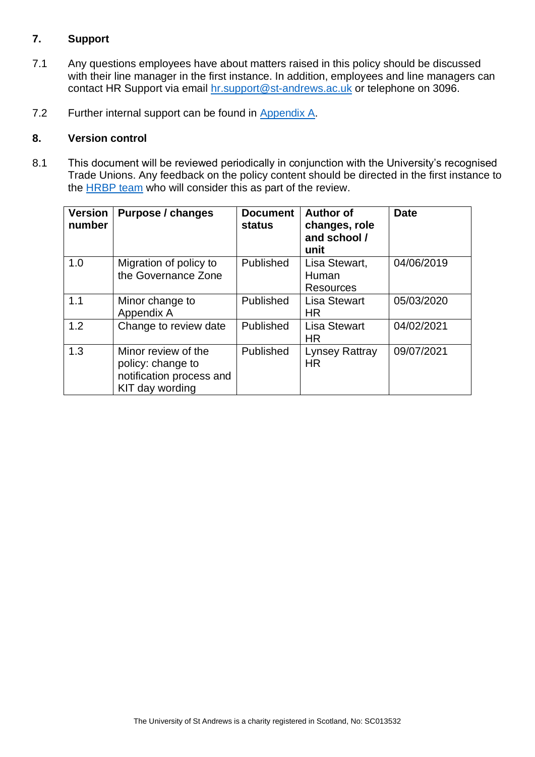## 7. Support

7.1 Any questions employees have about matters raised in this policy should be discussed with their line manager in the first instance. In addition, employees and line managers can contact HR Support via email hr.support@st-andrews.ac.uk or telephone on 3096.

7.2 Further internal support can be found in Appendix A.

## 8. Version control

8.1 This document will be reviewed periodically in conjunction with the University's recognised Trade Unions. Any feedback on the policy content should be directed in the first instance to the HRBP team who will consider this as part of the review.

| Version number | Purpose / changes | Document status | Author of changes, role and school / unit | Date |
|---|---|---|---|---|
| 1.0 | Migration of policy to the Governance Zone | Published | Lisa Stewart, Human Resources | 04/06/2019 |
| 1.1 | Minor change to Appendix A | Published | Lisa Stewart HR | 05/03/2020 |
| 1.2 | Change to review date | Published | Lisa Stewart HR | 04/02/2021 |
| 1.3 | Minor review of the policy: change to notification process and KIT day wording | Published | Lynsey Rattray HR | 09/07/2021 |

The University of St Andrews is a charity registered in Scotland, No: SC013532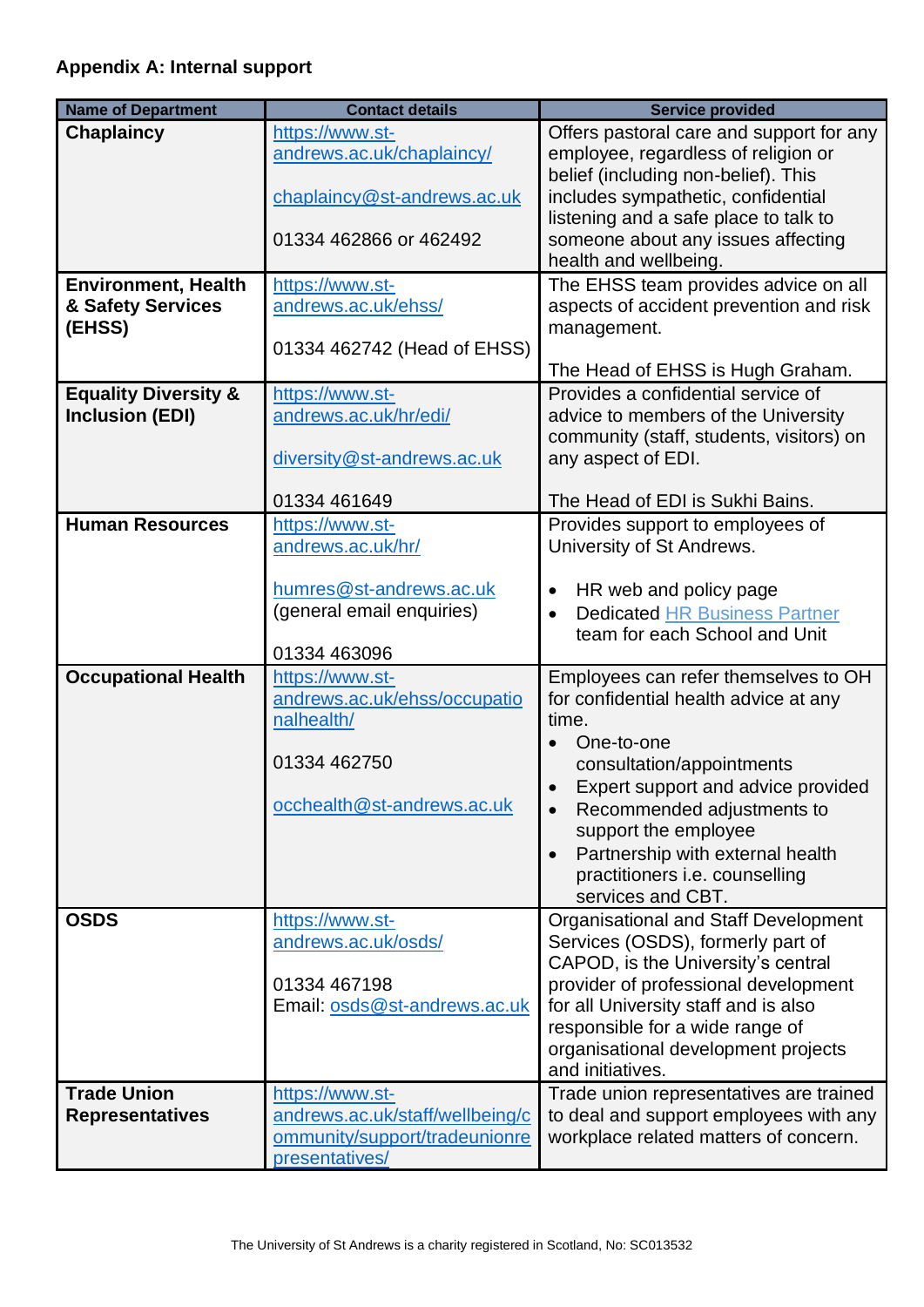**Appendix A: Internal support**

| Name of Department | Contact details | Service provided |
| --- | --- | --- |
| **Chaplaincy** | https://www.st-andrews.ac.uk/chaplaincy/<br><br>chaplaincy@st-andrews.ac.uk<br><br>01334 462866 or 462492 | Offers pastoral care and support for any employee, regardless of religion or belief (including non-belief). This includes sympathetic, confidential listening and a safe place to talk to someone about any issues affecting health and wellbeing. |
| **Environment, Health & Safety Services (EHSS)** | https://www.st-andrews.ac.uk/ehss/<br><br>01334 462742 (Head of EHSS) | The EHSS team provides advice on all aspects of accident prevention and risk management.<br><br>The Head of EHSS is Hugh Graham. |
| **Equality Diversity & Inclusion (EDI)** | https://www.st-andrews.ac.uk/hr/edi/<br><br>diversity@st-andrews.ac.uk<br><br>01334 461649 | Provides a confidential service of advice to members of the University community (staff, students, visitors) on any aspect of EDI.<br><br>The Head of EDI is Sukhi Bains. |
| **Human Resources** | https://www.st-andrews.ac.uk/hr/<br><br>humres@st-andrews.ac.uk (general email enquiries)<br><br>01334 463096 | Provides support to employees of University of St Andrews.<br><br>• HR web and policy page<br>• Dedicated HR Business Partner team for each School and Unit |
| **Occupational Health** | https://www.st-andrews.ac.uk/ehss/occupationalhealth/<br><br>01334 462750<br><br>occhealth@st-andrews.ac.uk | Employees can refer themselves to OH for confidential health advice at any time.<br>• One-to-one consultation/appointments<br>• Expert support and advice provided<br>• Recommended adjustments to support the employee<br>• Partnership with external health practitioners i.e. counselling services and CBT. |
| **OSDS** | https://www.st-andrews.ac.uk/osds/<br><br>01334 467198<br>Email: osds@st-andrews.ac.uk | Organisational and Staff Development Services (OSDS), formerly part of CAPOD, is the University's central provider of professional development for all University staff and is also responsible for a wide range of organisational development projects and initiatives. |
| **Trade Union Representatives** | https://www.st-andrews.ac.uk/staff/wellbeing/community/support/tradeunionrepresentatives/ | Trade union representatives are trained to deal and support employees with any workplace related matters of concern. |

The University of St Andrews is a charity registered in Scotland, No: SC013532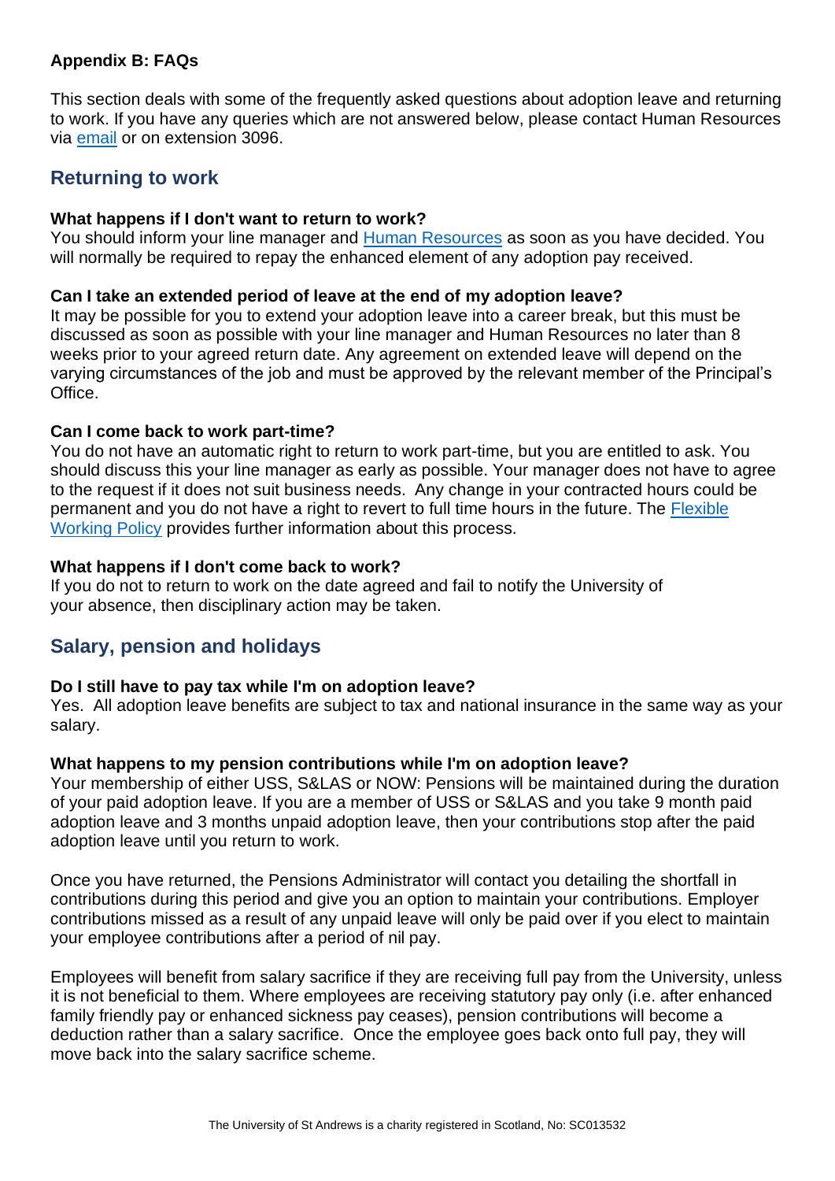## Appendix B: FAQs

This section deals with some of the frequently asked questions about adoption leave and returning to work. If you have any queries which are not answered below, please contact Human Resources via email or on extension 3096.

## Returning to work

**What happens if I don't want to return to work?**
You should inform your line manager and Human Resources as soon as you have decided. You will normally be required to repay the enhanced element of any adoption pay received.

**Can I take an extended period of leave at the end of my adoption leave?**
It may be possible for you to extend your adoption leave into a career break, but this must be discussed as soon as possible with your line manager and Human Resources no later than 8 weeks prior to your agreed return date. Any agreement on extended leave will depend on the varying circumstances of the job and must be approved by the relevant member of the Principal's Office.

**Can I come back to work part-time?**
You do not have an automatic right to return to work part-time, but you are entitled to ask. You should discuss this your line manager as early as possible. Your manager does not have to agree to the request if it does not suit business needs. Any change in your contracted hours could be permanent and you do not have a right to revert to full time hours in the future. The Flexible Working Policy provides further information about this process.

**What happens if I don't come back to work?**
If you do not to return to work on the date agreed and fail to notify the University of your absence, then disciplinary action may be taken.

## Salary, pension and holidays

**Do I still have to pay tax while I'm on adoption leave?**
Yes. All adoption leave benefits are subject to tax and national insurance in the same way as your salary.

**What happens to my pension contributions while I'm on adoption leave?**
Your membership of either USS, S&LAS or NOW: Pensions will be maintained during the duration of your paid adoption leave. If you are a member of USS or S&LAS and you take 9 month paid adoption leave and 3 months unpaid adoption leave, then your contributions stop after the paid adoption leave until you return to work.

Once you have returned, the Pensions Administrator will contact you detailing the shortfall in contributions during this period and give you an option to maintain your contributions. Employer contributions missed as a result of any unpaid leave will only be paid over if you elect to maintain your employee contributions after a period of nil pay.

Employees will benefit from salary sacrifice if they are receiving full pay from the University, unless it is not beneficial to them. Where employees are receiving statutory pay only (i.e. after enhanced family friendly pay or enhanced sickness pay ceases), pension contributions will become a deduction rather than a salary sacrifice. Once the employee goes back onto full pay, they will move back into the salary sacrifice scheme.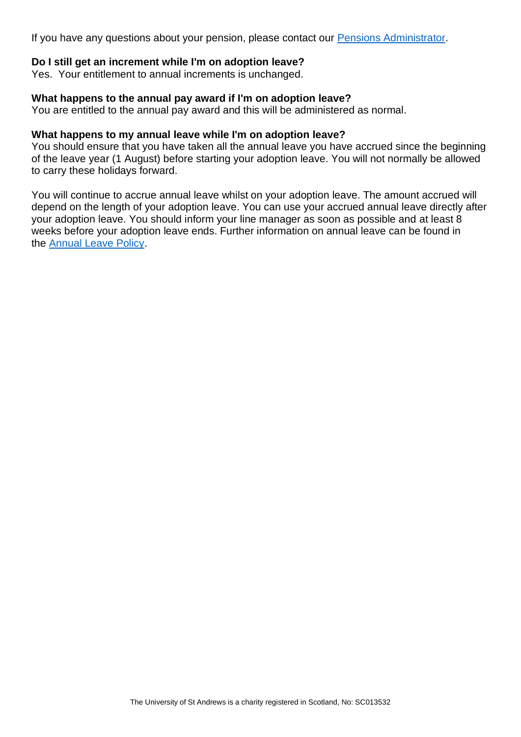If you have any questions about your pension, please contact our [Pensions Administrator](#).

**Do I still get an increment while I'm on adoption leave?**
Yes. Your entitlement to annual increments is unchanged.

**What happens to the annual pay award if I'm on adoption leave?**
You are entitled to the annual pay award and this will be administered as normal.

**What happens to my annual leave while I'm on adoption leave?**
You should ensure that you have taken all the annual leave you have accrued since the beginning of the leave year (1 August) before starting your adoption leave. You will not normally be allowed to carry these holidays forward.

You will continue to accrue annual leave whilst on your adoption leave. The amount accrued will depend on the length of your adoption leave. You can use your accrued annual leave directly after your adoption leave. You should inform your line manager as soon as possible and at least 8 weeks before your adoption leave ends. Further information on annual leave can be found in the [Annual Leave Policy](#).

The University of St Andrews is a charity registered in Scotland, No: SC013532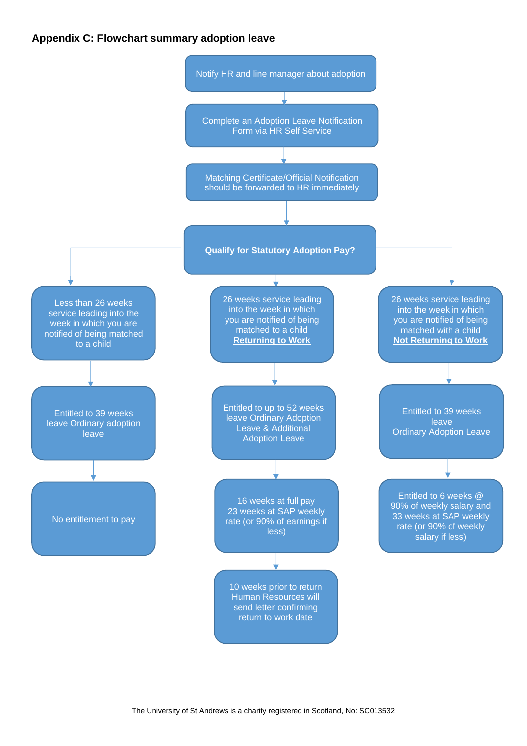## Appendix C: Flowchart summary adoption leave

Notify HR and line manager about adoption

↓

Complete an Adoption Leave Notification Form via HR Self Service

↓

Matching Certificate/Official Notification should be forwarded to HR immediately

↓

**Qualify for Statutory Adoption Pay?**

**Branch 1:**

Less than 26 weeks service leading into the week in which you are notified of being matched to a child

↓

Entitled to 39 weeks leave Ordinary adoption leave

↓

No entitlement to pay

**Branch 2:**

26 weeks service leading into the week in which you are notified of being matched to a child **Returning to Work**

↓

Entitled to up to 52 weeks leave Ordinary Adoption Leave & Additional Adoption Leave

↓

16 weeks at full pay
23 weeks at SAP weekly rate (or 90% of earnings if less)

↓

10 weeks prior to return Human Resources will send letter confirming return to work date

**Branch 3:**

26 weeks service leading into the week in which you are notified of being matched with a child **Not Returning to Work**

↓

Entitled to 39 weeks leave
Ordinary Adoption Leave

↓

Entitled to 6 weeks @ 90% of weekly salary and 33 weeks at SAP weekly rate (or 90% of weekly salary if less)

The University of St Andrews is a charity registered in Scotland, No: SC013532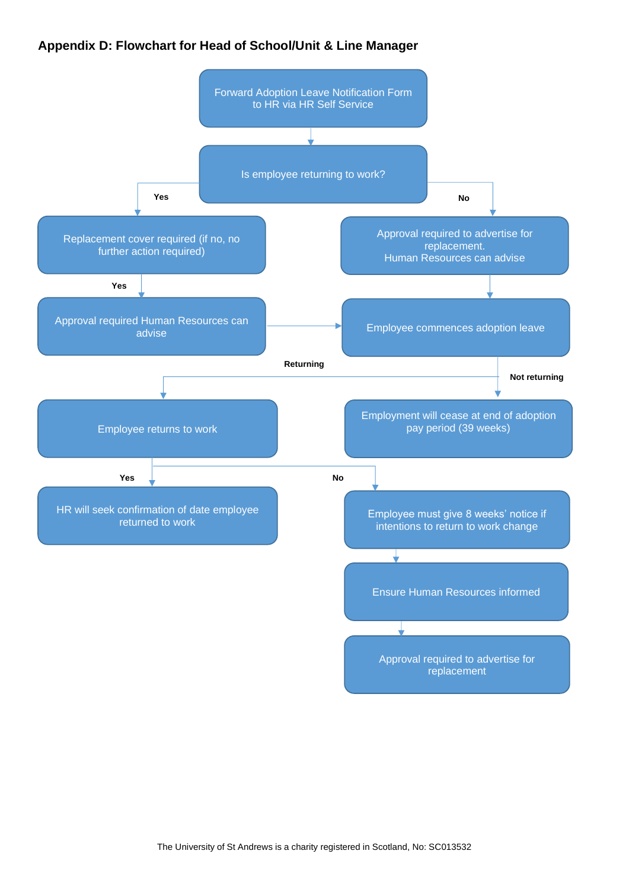## Appendix D: Flowchart for Head of School/Unit & Line Manager

Forward Adoption Leave Notification Form to HR via HR Self Service

Is employee returning to work?

Yes

No

Replacement cover required (if no, no further action required)

Approval required to advertise for replacement.
Human Resources can advise

Yes

Approval required Human Resources can advise

Employee commences adoption leave

Returning

Not returning

Employee returns to work

Employment will cease at end of adoption pay period (39 weeks)

Yes

No

HR will seek confirmation of date employee returned to work

Employee must give 8 weeks' notice if intentions to return to work change

Ensure Human Resources informed

Approval required to advertise for replacement

The University of St Andrews is a charity registered in Scotland, No: SC013532